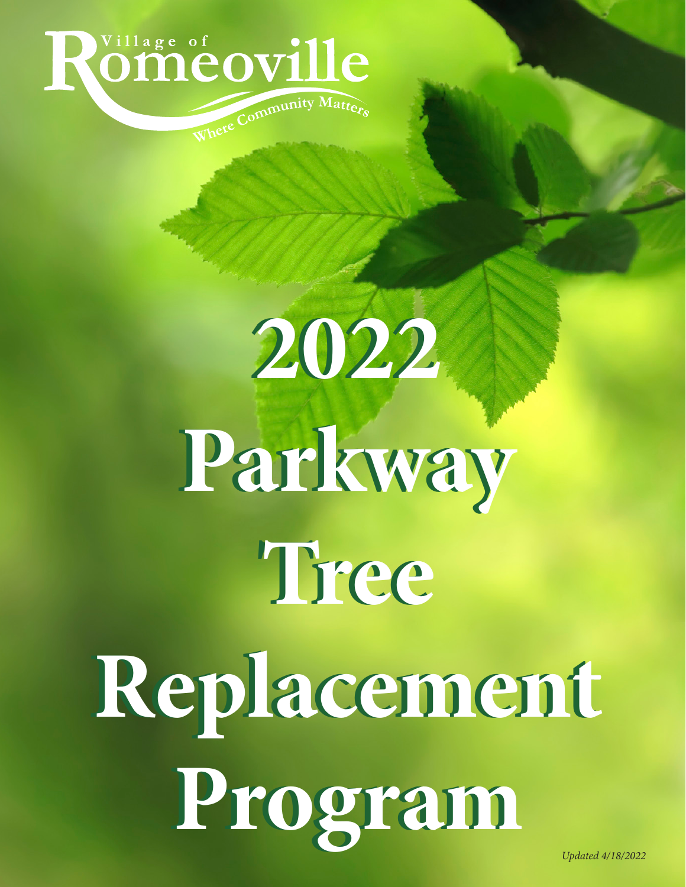Village of Romeoville

Where Community Matters

# 2022 Parkway Tree Replacement Program

*Updated 4/18/2022*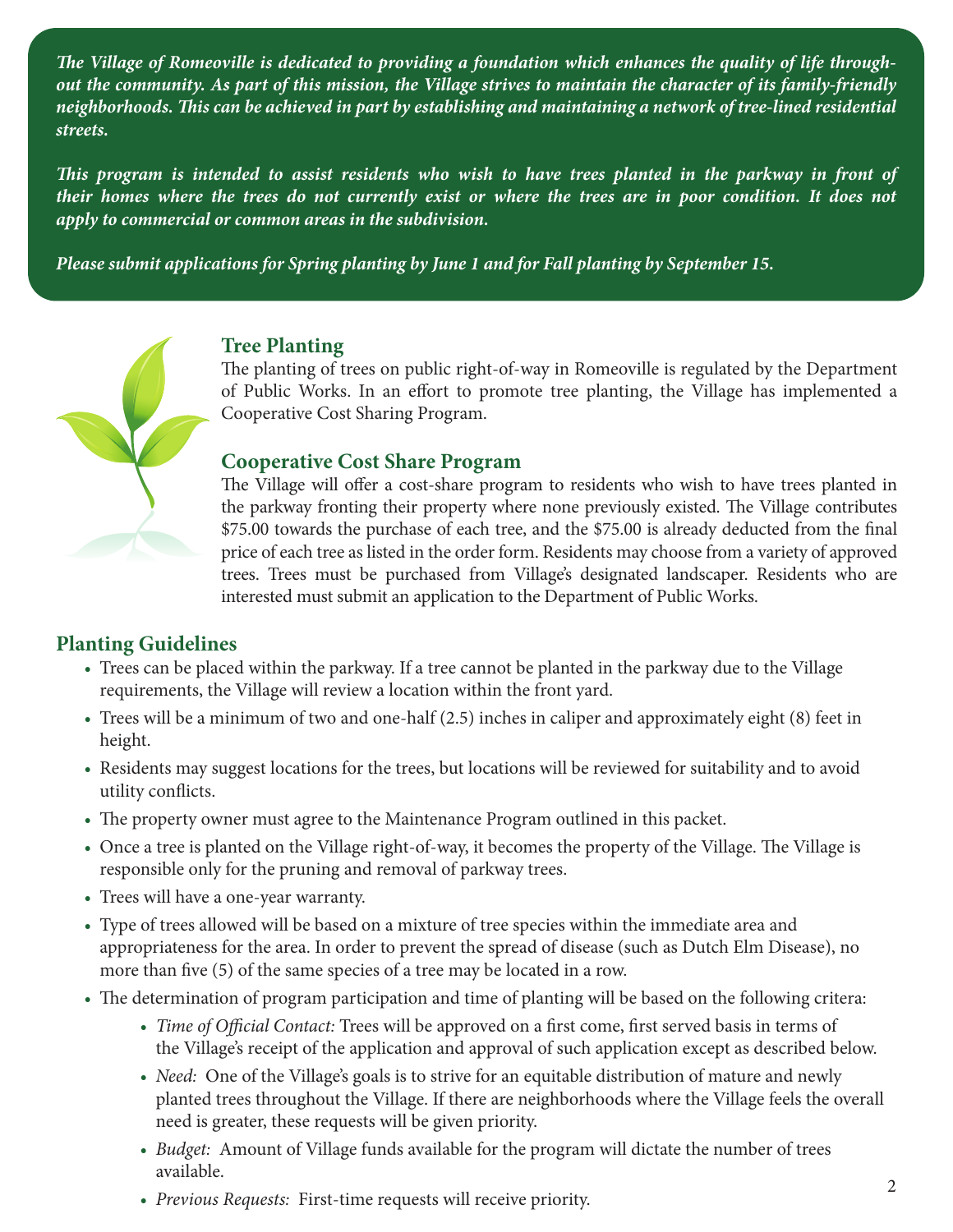***The Village of Romeoville is dedicated to providing a foundation which enhances the quality of life throughout the community. As part of this mission, the Village strives to maintain the character of its family-friendly neighborhoods. This can be achieved in part by establishing and maintaining a network of tree-lined residential streets.***

***This program is intended to assist residents who wish to have trees planted in the parkway in front of their homes where the trees do not currently exist or where the trees are in poor condition. It does not apply to commercial or common areas in the subdivision.***

***Please submit applications for Spring planting by June 1 and for Fall planting by September 15.***

## Tree Planting

The planting of trees on public right-of-way in Romeoville is regulated by the Department of Public Works. In an effort to promote tree planting, the Village has implemented a Cooperative Cost Sharing Program.

## Cooperative Cost Share Program

The Village will offer a cost-share program to residents who wish to have trees planted in the parkway fronting their property where none previously existed. The Village contributes $75.00 towards the purchase of each tree, and the $75.00 is already deducted from the final price of each tree as listed in the order form. Residents may choose from a variety of approved trees. Trees must be purchased from Village's designated landscaper. Residents who are interested must submit an application to the Department of Public Works.

## Planting Guidelines

- Trees can be placed within the parkway. If a tree cannot be planted in the parkway due to the Village requirements, the Village will review a location within the front yard.
- Trees will be a minimum of two and one-half (2.5) inches in caliper and approximately eight (8) feet in height.
- Residents may suggest locations for the trees, but locations will be reviewed for suitability and to avoid utility conflicts.
- The property owner must agree to the Maintenance Program outlined in this packet.
- Once a tree is planted on the Village right-of-way, it becomes the property of the Village. The Village is responsible only for the pruning and removal of parkway trees.
- Trees will have a one-year warranty.
- Type of trees allowed will be based on a mixture of tree species within the immediate area and appropriateness for the area. In order to prevent the spread of disease (such as Dutch Elm Disease), no more than five (5) of the same species of a tree may be located in a row.
- The determination of program participation and time of planting will be based on the following critera:
  - *Time of Official Contact:* Trees will be approved on a first come, first served basis in terms of the Village's receipt of the application and approval of such application except as described below.
  - *Need:* One of the Village's goals is to strive for an equitable distribution of mature and newly planted trees throughout the Village. If there are neighborhoods where the Village feels the overall need is greater, these requests will be given priority.
  - *Budget:* Amount of Village funds available for the program will dictate the number of trees available.
  - *Previous Requests:* First-time requests will receive priority.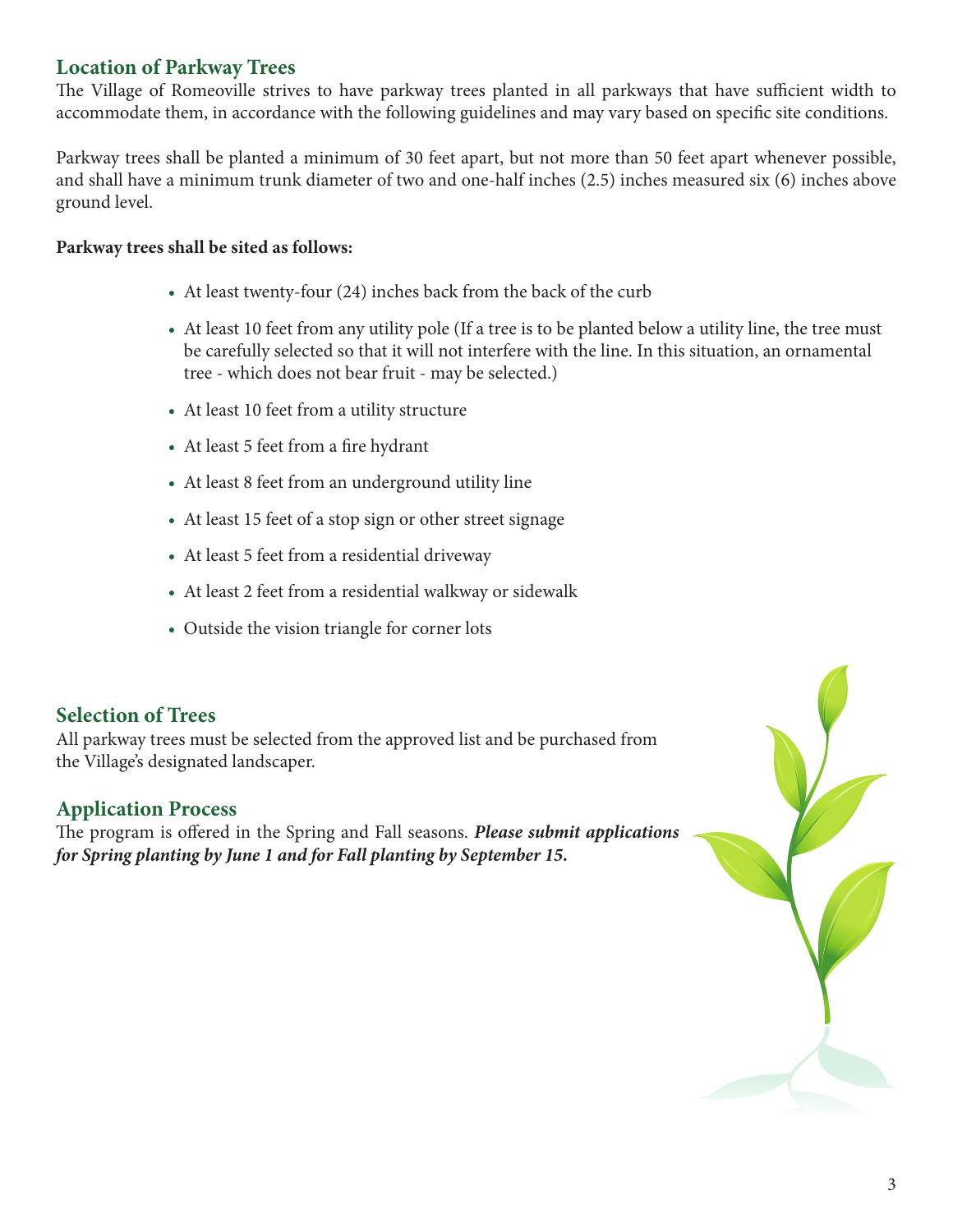## Location of Parkway Trees

The Village of Romeoville strives to have parkway trees planted in all parkways that have sufficient width to accommodate them, in accordance with the following guidelines and may vary based on specific site conditions.

Parkway trees shall be planted a minimum of 30 feet apart, but not more than 50 feet apart whenever possible, and shall have a minimum trunk diameter of two and one-half inches (2.5) inches measured six (6) inches above ground level.

**Parkway trees shall be sited as follows:**

- At least twenty-four (24) inches back from the back of the curb
- At least 10 feet from any utility pole (If a tree is to be planted below a utility line, the tree must be carefully selected so that it will not interfere with the line. In this situation, an ornamental tree - which does not bear fruit - may be selected.)
- At least 10 feet from a utility structure
- At least 5 feet from a fire hydrant
- At least 8 feet from an underground utility line
- At least 15 feet of a stop sign or other street signage
- At least 5 feet from a residential driveway
- At least 2 feet from a residential walkway or sidewalk
- Outside the vision triangle for corner lots

## Selection of Trees

All parkway trees must be selected from the approved list and be purchased from the Village's designated landscaper.

## Application Process

The program is offered in the Spring and Fall seasons. ***Please submit applications for Spring planting by June 1 and for Fall planting by September 15.***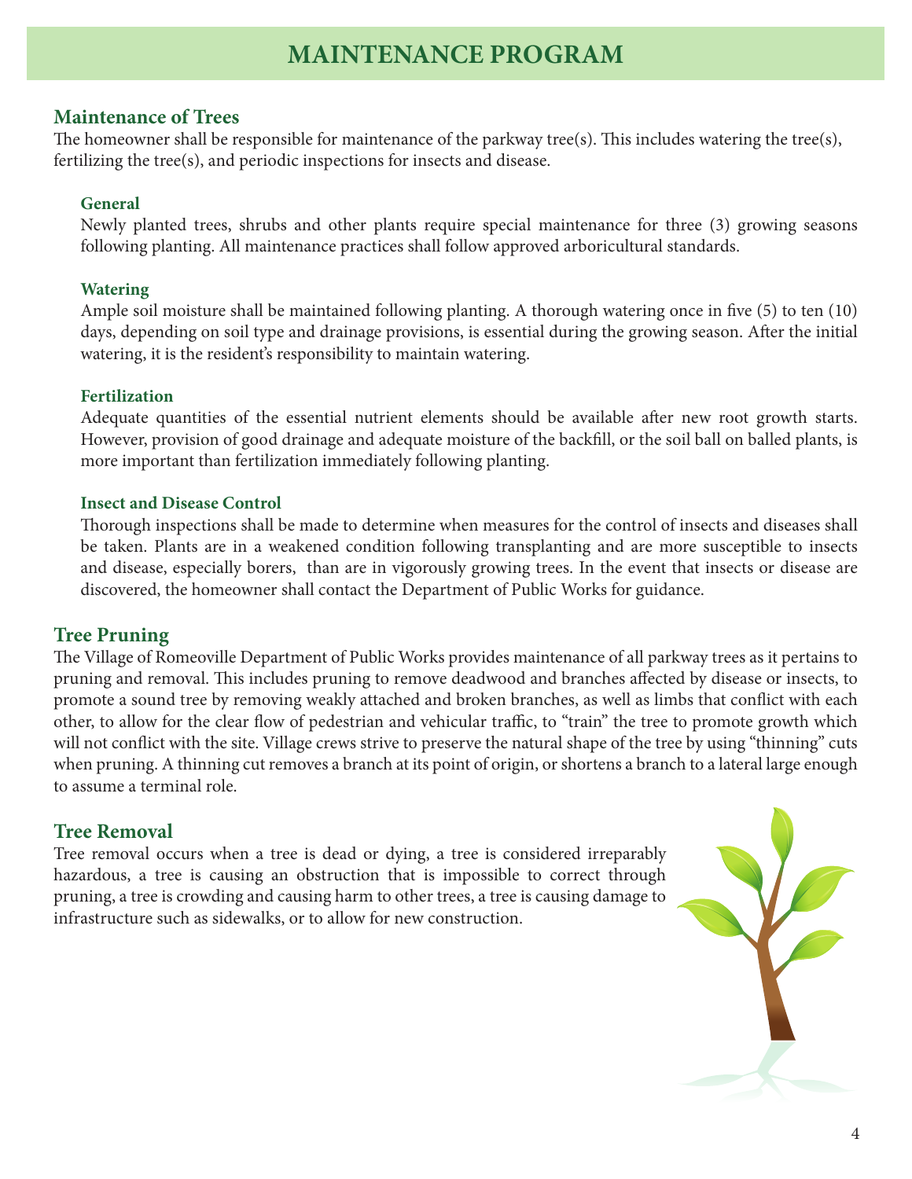# MAINTENANCE PROGRAM

## Maintenance of Trees

The homeowner shall be responsible for maintenance of the parkway tree(s). This includes watering the tree(s), fertilizing the tree(s), and periodic inspections for insects and disease.

### General

Newly planted trees, shrubs and other plants require special maintenance for three (3) growing seasons following planting. All maintenance practices shall follow approved arboricultural standards.

### Watering

Ample soil moisture shall be maintained following planting. A thorough watering once in five (5) to ten (10) days, depending on soil type and drainage provisions, is essential during the growing season. After the initial watering, it is the resident's responsibility to maintain watering.

### Fertilization

Adequate quantities of the essential nutrient elements should be available after new root growth starts. However, provision of good drainage and adequate moisture of the backfill, or the soil ball on balled plants, is more important than fertilization immediately following planting.

### Insect and Disease Control

Thorough inspections shall be made to determine when measures for the control of insects and diseases shall be taken. Plants are in a weakened condition following transplanting and are more susceptible to insects and disease, especially borers, than are in vigorously growing trees. In the event that insects or disease are discovered, the homeowner shall contact the Department of Public Works for guidance.

## Tree Pruning

The Village of Romeoville Department of Public Works provides maintenance of all parkway trees as it pertains to pruning and removal. This includes pruning to remove deadwood and branches affected by disease or insects, to promote a sound tree by removing weakly attached and broken branches, as well as limbs that conflict with each other, to allow for the clear flow of pedestrian and vehicular traffic, to "train" the tree to promote growth which will not conflict with the site. Village crews strive to preserve the natural shape of the tree by using "thinning" cuts when pruning. A thinning cut removes a branch at its point of origin, or shortens a branch to a lateral large enough to assume a terminal role.

## Tree Removal

Tree removal occurs when a tree is dead or dying, a tree is considered irreparably hazardous, a tree is causing an obstruction that is impossible to correct through pruning, a tree is crowding and causing harm to other trees, a tree is causing damage to infrastructure such as sidewalks, or to allow for new construction.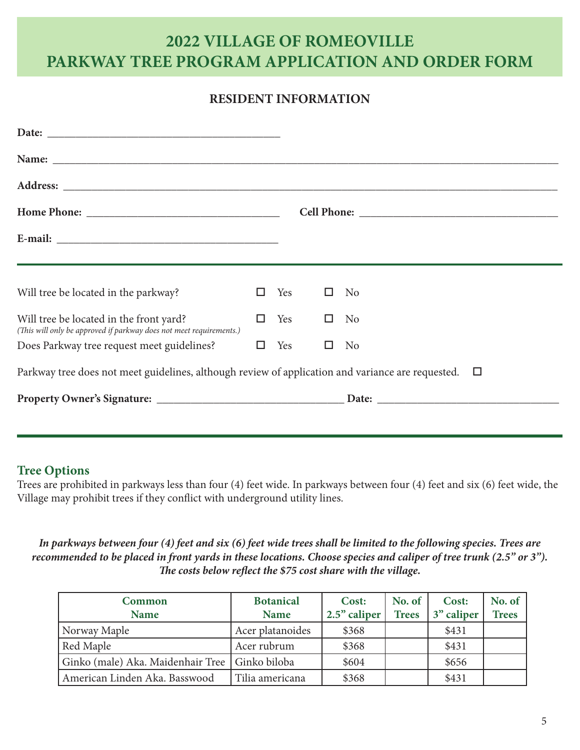# 2022 VILLAGE OF ROMEOVILLE PARKWAY TREE PROGRAM APPLICATION AND ORDER FORM

## RESIDENT INFORMATION

**Date:** ________________________________________

**Name:** ________________________________________________________________________________

**Address:** ______________________________________________________________________________

**Home Phone:** ________________________________ **Cell Phone:** ________________________________

**E-mail:** ______________________________________

---

Will tree be located in the parkway? ☐ Yes ☐ No

Will tree be located in the front yard? ☐ Yes ☐ No
*(This will only be approved if parkway does not meet requirements.)*

Does Parkway tree request meet guidelines? ☐ Yes ☐ No

Parkway tree does not meet guidelines, although review of application and variance are requested. ☐

**Property Owner's Signature:** ______________________________ **Date:** ______________________________

---

### Tree Options

Trees are prohibited in parkways less than four (4) feet wide. In parkways between four (4) feet and six (6) feet wide, the Village may prohibit trees if they conflict with underground utility lines.

***In parkways between four (4) feet and six (6) feet wide trees shall be limited to the following species. Trees are recommended to be placed in front yards in these locations. Choose species and caliper of tree trunk (2.5" or 3"). The costs below reflect the $75 cost share with the village.***

| Common Name | Botanical Name | Cost: 2.5" caliper | No. of Trees | Cost: 3" caliper | No. of Trees |
|---|---|---|---|---|---|
| Norway Maple | Acer platanoides | $368 | | $431 | |
| Red Maple | Acer rubrum | $368 | | $431 | |
| Ginko (male) Aka. Maidenhair Tree | Ginko biloba | $604 | | $656 | |
| American Linden Aka. Basswood | Tilia americana | $368 | | $431 | |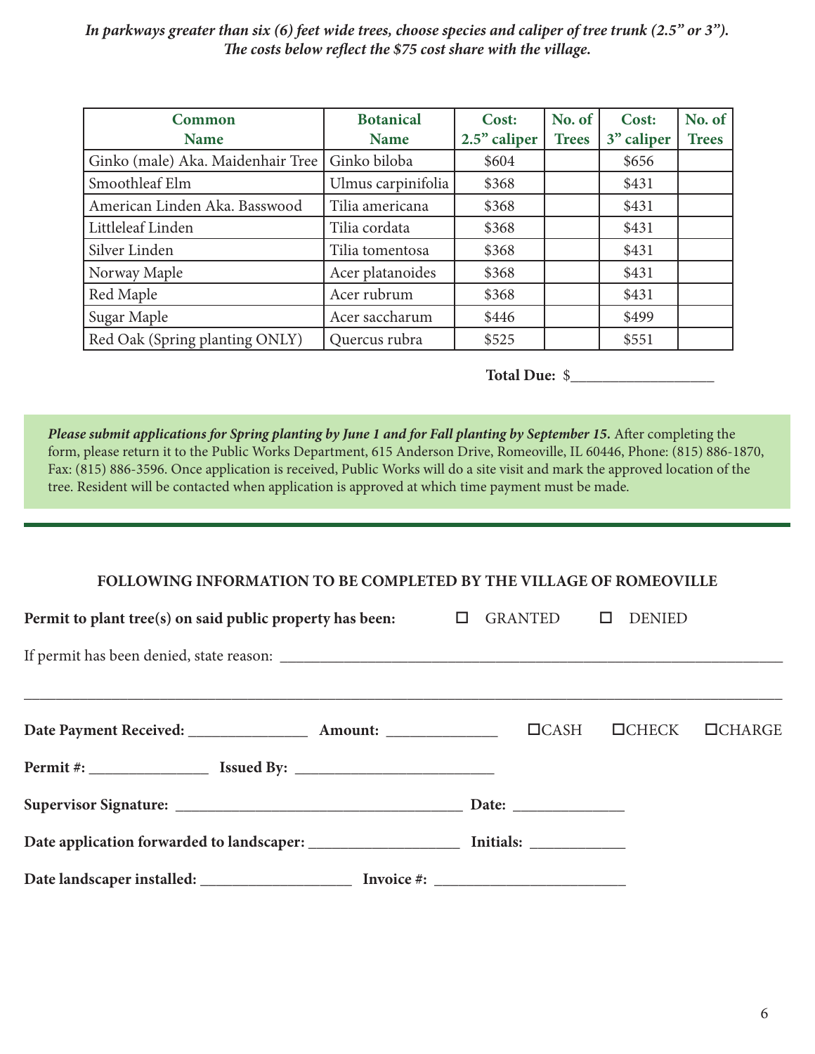*In parkways greater than six (6) feet wide trees, choose species and caliper of tree trunk (2.5" or 3"). The costs below reflect the $75 cost share with the village.*

| Common Name | Botanical Name | Cost: 2.5" caliper | No. of Trees | Cost: 3" caliper | No. of Trees |
|---|---|---|---|---|---|
| Ginko (male) Aka. Maidenhair Tree | Ginko biloba | $604 | | $656 | |
| Smoothleaf Elm | Ulmus carpinifolia | $368 | | $431 | |
| American Linden Aka. Basswood | Tilia americana | $368 | | $431 | |
| Littleleaf Linden | Tilia cordata | $368 | | $431 | |
| Silver Linden | Tilia tomentosa | $368 | | $431 | |
| Norway Maple | Acer platanoides | $368 | | $431 | |
| Red Maple | Acer rubrum | $368 | | $431 | |
| Sugar Maple | Acer saccharum | $446 | | $499 | |
| Red Oak (Spring planting ONLY) | Quercus rubra | $525 | | $551 | |

**Total Due:** $__________________

***Please submit applications for Spring planting by June 1 and for Fall planting by September 15.*** After completing the form, please return it to the Public Works Department, 615 Anderson Drive, Romeoville, IL 60446, Phone: (815) 886-1870, Fax: (815) 886-3596. Once application is received, Public Works will do a site visit and mark the approved location of the tree. Resident will be contacted when application is approved at which time payment must be made.

---

**FOLLOWING INFORMATION TO BE COMPLETED BY THE VILLAGE OF ROMEOVILLE**

**Permit to plant tree(s) on said public property has been:** ☐ GRANTED ☐ DENIED

If permit has been denied, state reason: ____________________________________________________________

______________________________________________________________________________________

**Date Payment Received:** _______________ **Amount:** ______________ ☐CASH ☐CHECK ☐CHARGE

**Permit #:** _______________ **Issued By:** _________________________

**Supervisor Signature:** ____________________________________ **Date:** ______________

**Date application forwarded to landscaper:** ___________________ **Initials:** ____________

**Date landscaper installed:** ___________________ **Invoice #:** ________________________